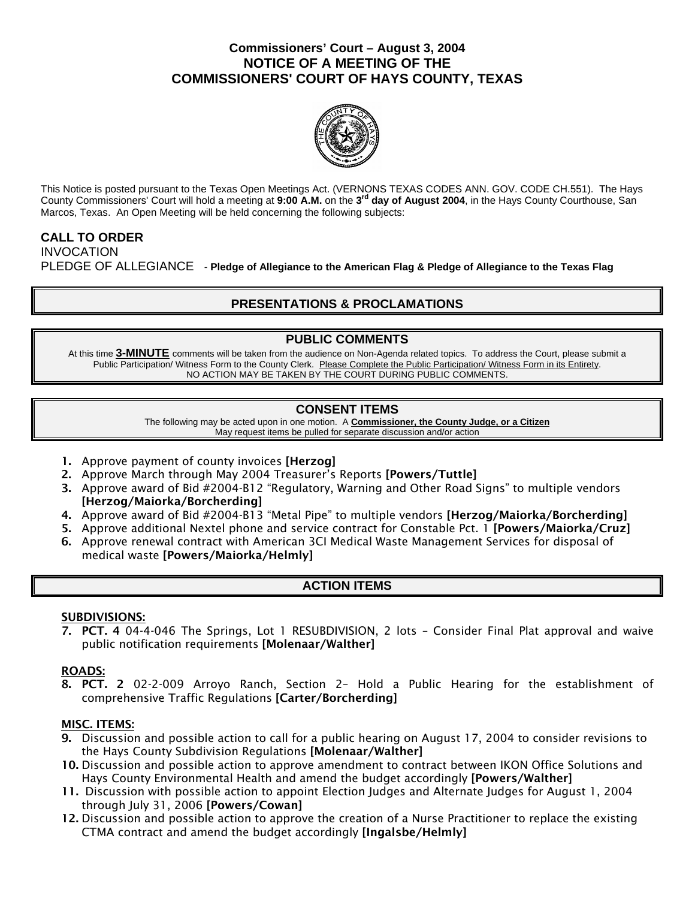# Commissioners' Court – August 3, 2004
# NOTICE OF A MEETING OF THE COMMISSIONERS' COURT OF HAYS COUNTY, TEXAS

This Notice is posted pursuant to the Texas Open Meetings Act. (VERNONS TEXAS CODES ANN. GOV. CODE CH.551). The Hays County Commissioners' Court will hold a meeting at **9:00 A.M.** on the **3rd day of August 2004**, in the Hays County Courthouse, San Marcos, Texas. An Open Meeting will be held concerning the following subjects:

**CALL TO ORDER**

INVOCATION

PLEDGE OF ALLEGIANCE - **Pledge of Allegiance to the American Flag & Pledge of Allegiance to the Texas Flag**

## PRESENTATIONS & PROCLAMATIONS

## PUBLIC COMMENTS

At this time **3-MINUTE** comments will be taken from the audience on Non-Agenda related topics. To address the Court, please submit a Public Participation/ Witness Form to the County Clerk. Please Complete the Public Participation/ Witness Form in its Entirety. NO ACTION MAY BE TAKEN BY THE COURT DURING PUBLIC COMMENTS.

## CONSENT ITEMS

The following may be acted upon in one motion. A **Commissioner, the County Judge, or a Citizen** May request items be pulled for separate discussion and/or action

1. Approve payment of county invoices **[Herzog]**
2. Approve March through May 2004 Treasurer's Reports **[Powers/Tuttle]**
3. Approve award of Bid #2004-B12 "Regulatory, Warning and Other Road Signs" to multiple vendors **[Herzog/Maiorka/Borcherding]**
4. Approve award of Bid #2004-B13 "Metal Pipe" to multiple vendors **[Herzog/Maiorka/Borcherding]**
5. Approve additional Nextel phone and service contract for Constable Pct. 1 **[Powers/Maiorka/Cruz]**
6. Approve renewal contract with American 3CI Medical Waste Management Services for disposal of medical waste **[Powers/Maiorka/Helmly]**

## ACTION ITEMS

**SUBDIVISIONS:**

7. **PCT. 4** 04-4-046 The Springs, Lot 1 RESUBDIVISION, 2 lots – Consider Final Plat approval and waive public notification requirements **[Molenaar/Walther]**

**ROADS:**

8. **PCT. 2** 02-2-009 Arroyo Ranch, Section 2– Hold a Public Hearing for the establishment of comprehensive Traffic Regulations **[Carter/Borcherding]**

**MISC. ITEMS:**

9. Discussion and possible action to call for a public hearing on August 17, 2004 to consider revisions to the Hays County Subdivision Regulations **[Molenaar/Walther]**
10. Discussion and possible action to approve amendment to contract between IKON Office Solutions and Hays County Environmental Health and amend the budget accordingly **[Powers/Walther]**
11. Discussion with possible action to appoint Election Judges and Alternate Judges for August 1, 2004 through July 31, 2006 **[Powers/Cowan]**
12. Discussion and possible action to approve the creation of a Nurse Practitioner to replace the existing CTMA contract and amend the budget accordingly **[Ingalsbe/Helmly]**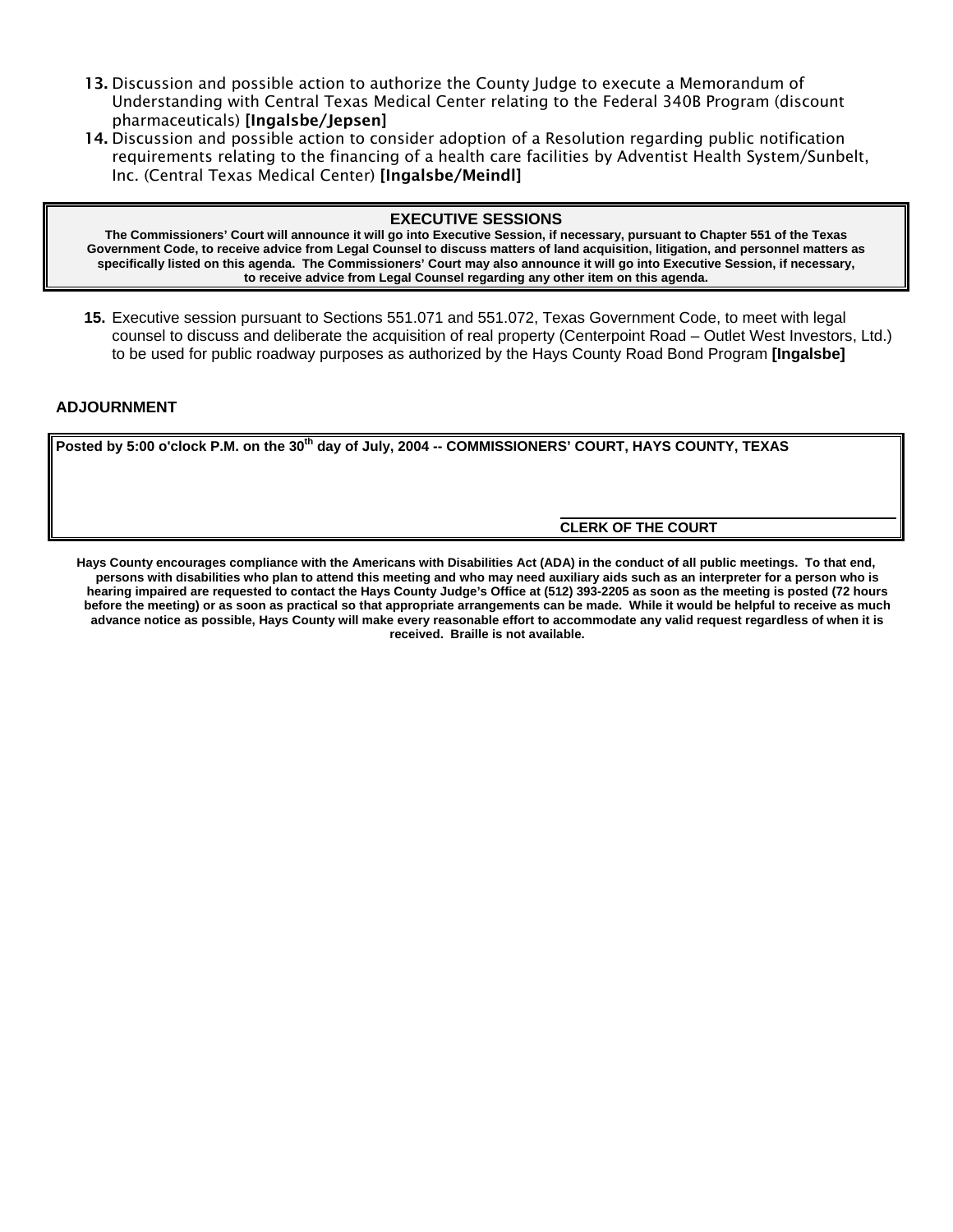13. Discussion and possible action to authorize the County Judge to execute a Memorandum of Understanding with Central Texas Medical Center relating to the Federal 340B Program (discount pharmaceuticals) **[Ingalsbe/Jepsen]**
14. Discussion and possible action to consider adoption of a Resolution regarding public notification requirements relating to the financing of a health care facilities by Adventist Health System/Sunbelt, Inc. (Central Texas Medical Center) **[Ingalsbe/Meindl]**

**EXECUTIVE SESSIONS**

**The Commissioners' Court will announce it will go into Executive Session, if necessary, pursuant to Chapter 551 of the Texas Government Code, to receive advice from Legal Counsel to discuss matters of land acquisition, litigation, and personnel matters as specifically listed on this agenda. The Commissioners' Court may also announce it will go into Executive Session, if necessary, to receive advice from Legal Counsel regarding any other item on this agenda.**

15. Executive session pursuant to Sections 551.071 and 551.072, Texas Government Code, to meet with legal counsel to discuss and deliberate the acquisition of real property (Centerpoint Road – Outlet West Investors, Ltd.) to be used for public roadway purposes as authorized by the Hays County Road Bond Program **[Ingalsbe]**

**ADJOURNMENT**

**Posted by 5:00 o'clock P.M. on the 30th day of July, 2004 -- COMMISSIONERS' COURT, HAYS COUNTY, TEXAS**

**CLERK OF THE COURT**

**Hays County encourages compliance with the Americans with Disabilities Act (ADA) in the conduct of all public meetings. To that end, persons with disabilities who plan to attend this meeting and who may need auxiliary aids such as an interpreter for a person who is hearing impaired are requested to contact the Hays County Judge's Office at (512) 393-2205 as soon as the meeting is posted (72 hours before the meeting) or as soon as practical so that appropriate arrangements can be made. While it would be helpful to receive as much advance notice as possible, Hays County will make every reasonable effort to accommodate any valid request regardless of when it is received. Braille is not available.**